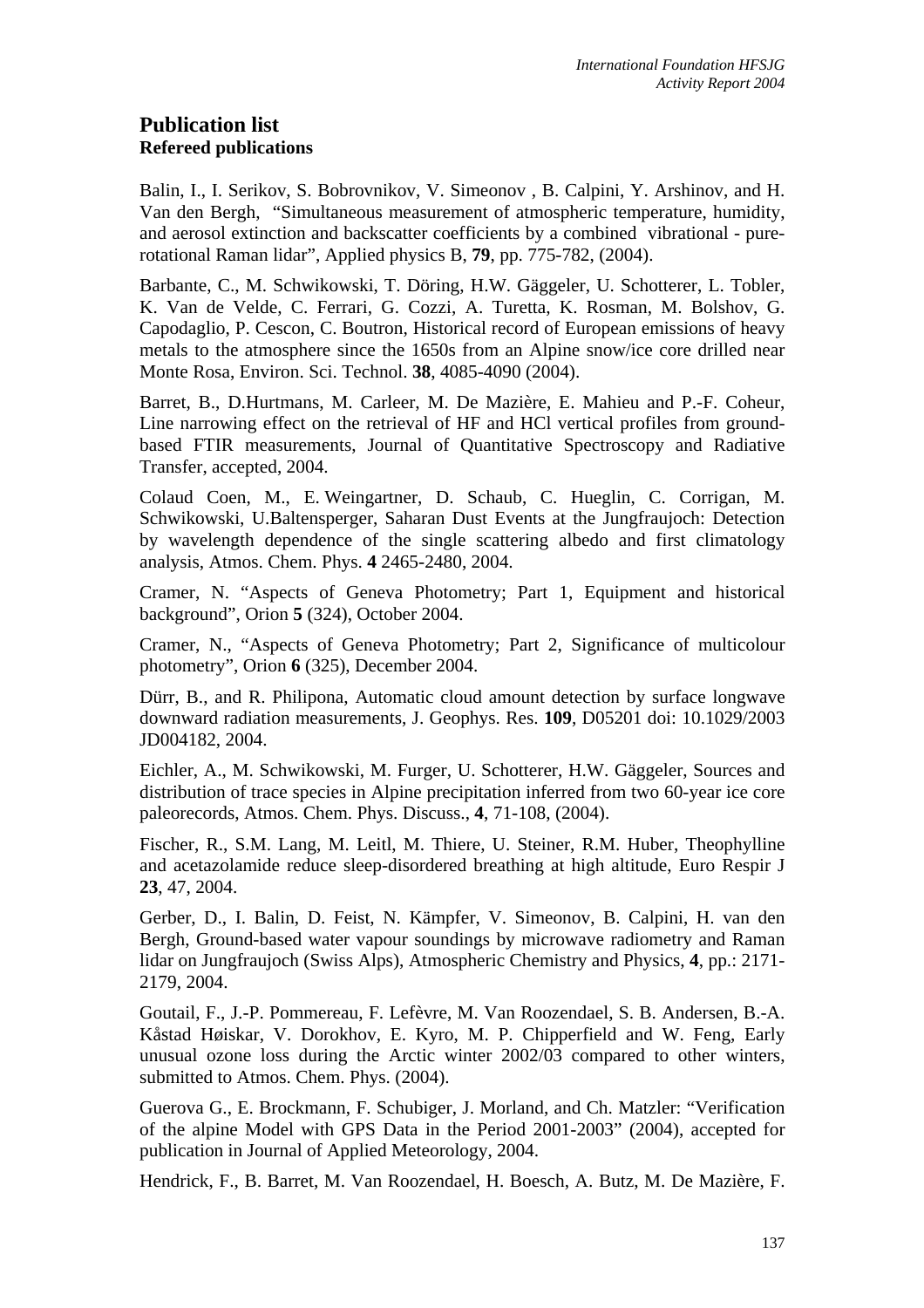## Publication list

### Refereed publications

Balin, I., I. Serikov, S. Bobrovnikov, V. Simeonov , B. Calpini, Y. Arshinov, and H. Van den Bergh, "Simultaneous measurement of atmospheric temperature, humidity, and aerosol extinction and backscatter coefficients by a combined vibrational - pure-rotational Raman lidar", Applied physics B, **79**, pp. 775-782, (2004).

Barbante, C., M. Schwikowski, T. Döring, H.W. Gäggeler, U. Schotterer, L. Tobler, K. Van de Velde, C. Ferrari, G. Cozzi, A. Turetta, K. Rosman, M. Bolshov, G. Capodaglio, P. Cescon, C. Boutron, Historical record of European emissions of heavy metals to the atmosphere since the 1650s from an Alpine snow/ice core drilled near Monte Rosa, Environ. Sci. Technol. **38**, 4085-4090 (2004).

Barret, B., D.Hurtmans, M. Carleer, M. De Mazière, E. Mahieu and P.-F. Coheur, Line narrowing effect on the retrieval of HF and HCl vertical profiles from ground-based FTIR measurements, Journal of Quantitative Spectroscopy and Radiative Transfer, accepted, 2004.

Colaud Coen, M., E. Weingartner, D. Schaub, C. Hueglin, C. Corrigan, M. Schwikowski, U.Baltensperger, Saharan Dust Events at the Jungfraujoch: Detection by wavelength dependence of the single scattering albedo and first climatology analysis, Atmos. Chem. Phys. **4** 2465-2480, 2004.

Cramer, N. "Aspects of Geneva Photometry; Part 1, Equipment and historical background", Orion **5** (324), October 2004.

Cramer, N., "Aspects of Geneva Photometry; Part 2, Significance of multicolour photometry", Orion **6** (325), December 2004.

Dürr, B., and R. Philipona, Automatic cloud amount detection by surface longwave downward radiation measurements, J. Geophys. Res. **109**, D05201 doi: 10.1029/2003 JD004182, 2004.

Eichler, A., M. Schwikowski, M. Furger, U. Schotterer, H.W. Gäggeler, Sources and distribution of trace species in Alpine precipitation inferred from two 60-year ice core paleorecords, Atmos. Chem. Phys. Discuss., **4**, 71-108, (2004).

Fischer, R., S.M. Lang, M. Leitl, M. Thiere, U. Steiner, R.M. Huber, Theophylline and acetazolamide reduce sleep-disordered breathing at high altitude, Euro Respir J **23**, 47, 2004.

Gerber, D., I. Balin, D. Feist, N. Kämpfer, V. Simeonov, B. Calpini, H. van den Bergh, Ground-based water vapour soundings by microwave radiometry and Raman lidar on Jungfraujoch (Swiss Alps), Atmospheric Chemistry and Physics, **4**, pp.: 2171-2179, 2004.

Goutail, F., J.-P. Pommereau, F. Lefèvre, M. Van Roozendael, S. B. Andersen, B.-A. Kåstad Høiskar, V. Dorokhov, E. Kyro, M. P. Chipperfield and W. Feng, Early unusual ozone loss during the Arctic winter 2002/03 compared to other winters, submitted to Atmos. Chem. Phys. (2004).

Guerova G., E. Brockmann, F. Schubiger, J. Morland, and Ch. Matzler: "Verification of the alpine Model with GPS Data in the Period 2001-2003" (2004), accepted for publication in Journal of Applied Meteorology, 2004.

Hendrick, F., B. Barret, M. Van Roozendael, H. Boesch, A. Butz, M. De Mazière, F.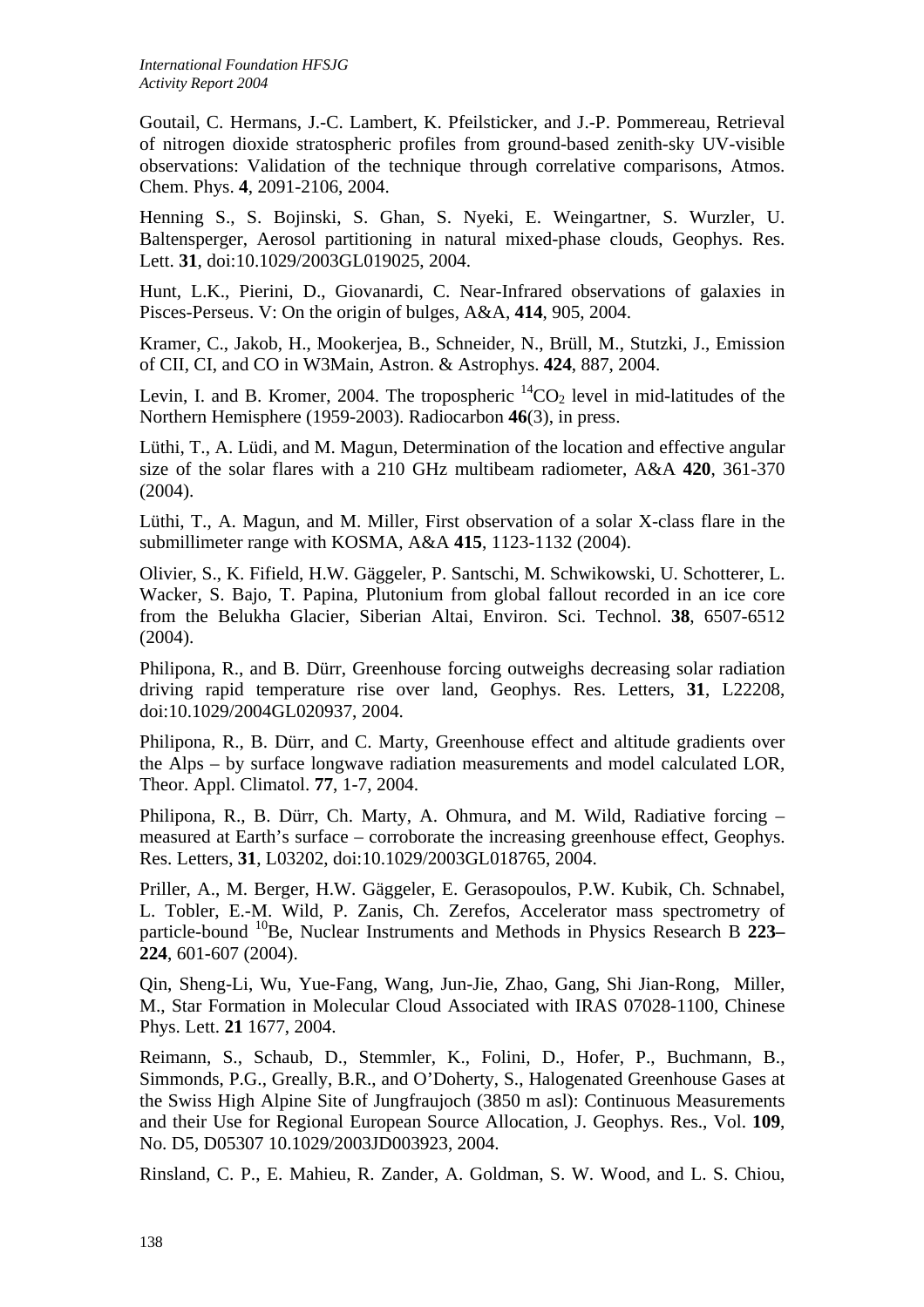Goutail, C. Hermans, J.-C. Lambert, K. Pfeilsticker, and J.-P. Pommereau, Retrieval of nitrogen dioxide stratospheric profiles from ground-based zenith-sky UV-visible observations: Validation of the technique through correlative comparisons, Atmos. Chem. Phys. **4**, 2091-2106, 2004.

Henning S., S. Bojinski, S. Ghan, S. Nyeki, E. Weingartner, S. Wurzler, U. Baltensperger, Aerosol partitioning in natural mixed-phase clouds, Geophys. Res. Lett. **31**, doi:10.1029/2003GL019025, 2004.

Hunt, L.K., Pierini, D., Giovanardi, C. Near-Infrared observations of galaxies in Pisces-Perseus. V: On the origin of bulges, A&A, **414**, 905, 2004.

Kramer, C., Jakob, H., Mookerjea, B., Schneider, N., Brüll, M., Stutzki, J., Emission of CII, CI, and CO in W3Main, Astron. & Astrophys. **424**, 887, 2004.

Levin, I. and B. Kromer, 2004. The tropospheric $^{14}CO_2$ level in mid-latitudes of the Northern Hemisphere (1959-2003). Radiocarbon **46**(3), in press.

Lüthi, T., A. Lüdi, and M. Magun, Determination of the location and effective angular size of the solar flares with a 210 GHz multibeam radiometer, A&A **420**, 361-370 (2004).

Lüthi, T., A. Magun, and M. Miller, First observation of a solar X-class flare in the submillimeter range with KOSMA, A&A **415**, 1123-1132 (2004).

Olivier, S., K. Fifield, H.W. Gäggeler, P. Santschi, M. Schwikowski, U. Schotterer, L. Wacker, S. Bajo, T. Papina, Plutonium from global fallout recorded in an ice core from the Belukha Glacier, Siberian Altai, Environ. Sci. Technol. **38**, 6507-6512 (2004).

Philipona, R., and B. Dürr, Greenhouse forcing outweighs decreasing solar radiation driving rapid temperature rise over land, Geophys. Res. Letters, **31**, L22208, doi:10.1029/2004GL020937, 2004.

Philipona, R., B. Dürr, and C. Marty, Greenhouse effect and altitude gradients over the Alps – by surface longwave radiation measurements and model calculated LOR, Theor. Appl. Climatol. **77**, 1-7, 2004.

Philipona, R., B. Dürr, Ch. Marty, A. Ohmura, and M. Wild, Radiative forcing – measured at Earth's surface – corroborate the increasing greenhouse effect, Geophys. Res. Letters, **31**, L03202, doi:10.1029/2003GL018765, 2004.

Priller, A., M. Berger, H.W. Gäggeler, E. Gerasopoulos, P.W. Kubik, Ch. Schnabel, L. Tobler, E.-M. Wild, P. Zanis, Ch. Zerefos, Accelerator mass spectrometry of particle-bound $^{10}Be$, Nuclear Instruments and Methods in Physics Research B **223–224**, 601-607 (2004).

Qin, Sheng-Li, Wu, Yue-Fang, Wang, Jun-Jie, Zhao, Gang, Shi Jian-Rong, Miller, M., Star Formation in Molecular Cloud Associated with IRAS 07028-1100, Chinese Phys. Lett. **21** 1677, 2004.

Reimann, S., Schaub, D., Stemmler, K., Folini, D., Hofer, P., Buchmann, B., Simmonds, P.G., Greally, B.R., and O'Doherty, S., Halogenated Greenhouse Gases at the Swiss High Alpine Site of Jungfraujoch (3850 m asl): Continuous Measurements and their Use for Regional European Source Allocation, J. Geophys. Res., Vol. **109**, No. D5, D05307 10.1029/2003JD003923, 2004.

Rinsland, C. P., E. Mahieu, R. Zander, A. Goldman, S. W. Wood, and L. S. Chiou,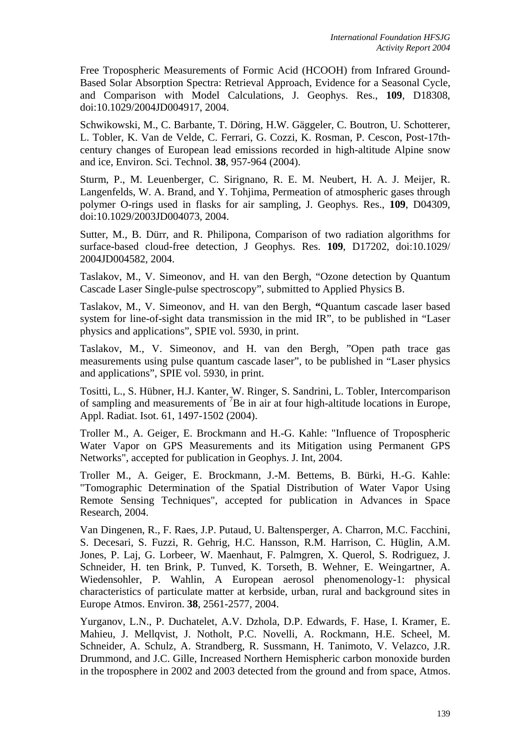Free Tropospheric Measurements of Formic Acid (HCOOH) from Infrared Ground-Based Solar Absorption Spectra: Retrieval Approach, Evidence for a Seasonal Cycle, and Comparison with Model Calculations, J. Geophys. Res., **109**, D18308, doi:10.1029/2004JD004917, 2004.

Schwikowski, M., C. Barbante, T. Döring, H.W. Gäggeler, C. Boutron, U. Schotterer, L. Tobler, K. Van de Velde, C. Ferrari, G. Cozzi, K. Rosman, P. Cescon, Post-17th-century changes of European lead emissions recorded in high-altitude Alpine snow and ice, Environ. Sci. Technol. **38**, 957-964 (2004).

Sturm, P., M. Leuenberger, C. Sirignano, R. E. M. Neubert, H. A. J. Meijer, R. Langenfelds, W. A. Brand, and Y. Tohjima, Permeation of atmospheric gases through polymer O-rings used in flasks for air sampling, J. Geophys. Res., **109**, D04309, doi:10.1029/2003JD004073, 2004.

Sutter, M., B. Dürr, and R. Philipona, Comparison of two radiation algorithms for surface-based cloud-free detection, J Geophys. Res. **109**, D17202, doi:10.1029/ 2004JD004582, 2004.

Taslakov, M., V. Simeonov, and H. van den Bergh, "Ozone detection by Quantum Cascade Laser Single-pulse spectroscopy", submitted to Applied Physics B.

Taslakov, M., V. Simeonov, and H. van den Bergh, **"**Quantum cascade laser based system for line-of-sight data transmission in the mid IR", to be published in "Laser physics and applications", SPIE vol. 5930, in print.

Taslakov, M., V. Simeonov, and H. van den Bergh, "Open path trace gas measurements using pulse quantum cascade laser", to be published in "Laser physics and applications", SPIE vol. 5930, in print.

Tositti, L., S. Hübner, H.J. Kanter, W. Ringer, S. Sandrini, L. Tobler, Intercomparison of sampling and measurements of $^{7}$Be in air at four high-altitude locations in Europe, Appl. Radiat. Isot. 61, 1497-1502 (2004).

Troller M., A. Geiger, E. Brockmann and H.-G. Kahle: "Influence of Tropospheric Water Vapor on GPS Measurements and its Mitigation using Permanent GPS Networks", accepted for publication in Geophys. J. Int, 2004.

Troller M., A. Geiger, E. Brockmann, J.-M. Bettems, B. Bürki, H.-G. Kahle: "Tomographic Determination of the Spatial Distribution of Water Vapor Using Remote Sensing Techniques", accepted for publication in Advances in Space Research, 2004.

Van Dingenen, R., F. Raes, J.P. Putaud, U. Baltensperger, A. Charron, M.C. Facchini, S. Decesari, S. Fuzzi, R. Gehrig, H.C. Hansson, R.M. Harrison, C. Hüglin, A.M. Jones, P. Laj, G. Lorbeer, W. Maenhaut, F. Palmgren, X. Querol, S. Rodriguez, J. Schneider, H. ten Brink, P. Tunved, K. Torseth, B. Wehner, E. Weingartner, A. Wiedensohler, P. Wahlin, A European aerosol phenomenology-1: physical characteristics of particulate matter at kerbside, urban, rural and background sites in Europe Atmos. Environ. **38**, 2561-2577, 2004.

Yurganov, L.N., P. Duchatelet, A.V. Dzhola, D.P. Edwards, F. Hase, I. Kramer, E. Mahieu, J. Mellqvist, J. Notholt, P.C. Novelli, A. Rockmann, H.E. Scheel, M. Schneider, A. Schulz, A. Strandberg, R. Sussmann, H. Tanimoto, V. Velazco, J.R. Drummond, and J.C. Gille, Increased Northern Hemispheric carbon monoxide burden in the troposphere in 2002 and 2003 detected from the ground and from space, Atmos.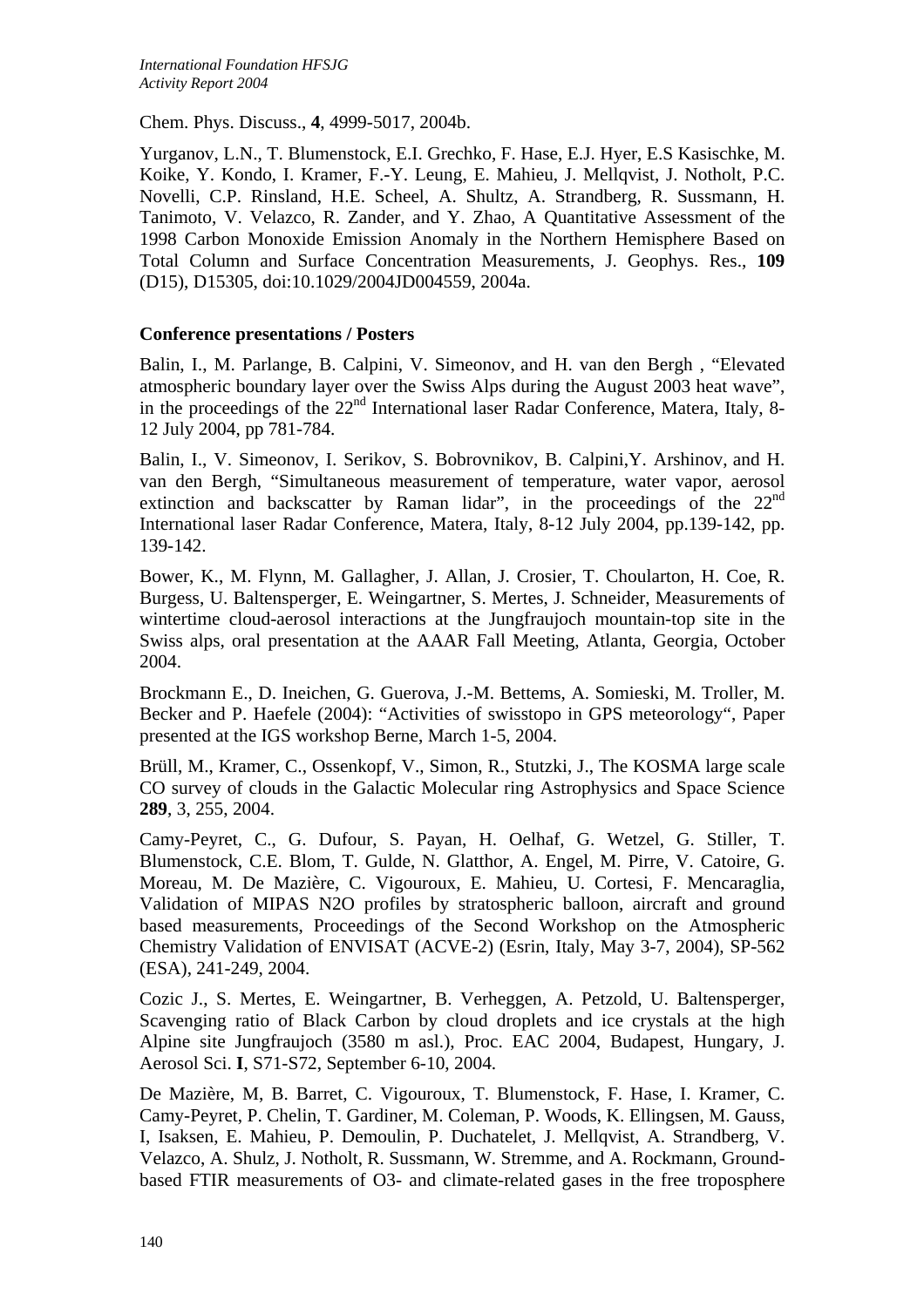Chem. Phys. Discuss., **4**, 4999-5017, 2004b.

Yurganov, L.N., T. Blumenstock, E.I. Grechko, F. Hase, E.J. Hyer, E.S Kasischke, M. Koike, Y. Kondo, I. Kramer, F.-Y. Leung, E. Mahieu, J. Mellqvist, J. Notholt, P.C. Novelli, C.P. Rinsland, H.E. Scheel, A. Shultz, A. Strandberg, R. Sussmann, H. Tanimoto, V. Velazco, R. Zander, and Y. Zhao, A Quantitative Assessment of the 1998 Carbon Monoxide Emission Anomaly in the Northern Hemisphere Based on Total Column and Surface Concentration Measurements, J. Geophys. Res., **109** (D15), D15305, doi:10.1029/2004JD004559, 2004a.

### Conference presentations / Posters

Balin, I., M. Parlange, B. Calpini, V. Simeonov, and H. van den Bergh , "Elevated atmospheric boundary layer over the Swiss Alps during the August 2003 heat wave", in the proceedings of the 22nd International laser Radar Conference, Matera, Italy, 8-12 July 2004, pp 781-784.

Balin, I., V. Simeonov, I. Serikov, S. Bobrovnikov, B. Calpini,Y. Arshinov, and H. van den Bergh, "Simultaneous measurement of temperature, water vapor, aerosol extinction and backscatter by Raman lidar", in the proceedings of the 22nd International laser Radar Conference, Matera, Italy, 8-12 July 2004, pp.139-142, pp. 139-142.

Bower, K., M. Flynn, M. Gallagher, J. Allan, J. Crosier, T. Choularton, H. Coe, R. Burgess, U. Baltensperger, E. Weingartner, S. Mertes, J. Schneider, Measurements of wintertime cloud-aerosol interactions at the Jungfraujoch mountain-top site in the Swiss alps, oral presentation at the AAAR Fall Meeting, Atlanta, Georgia, October 2004.

Brockmann E., D. Ineichen, G. Guerova, J.-M. Bettems, A. Somieski, M. Troller, M. Becker and P. Haefele (2004): "Activities of swisstopo in GPS meteorology", Paper presented at the IGS workshop Berne, March 1-5, 2004.

Brüll, M., Kramer, C., Ossenkopf, V., Simon, R., Stutzki, J., The KOSMA large scale CO survey of clouds in the Galactic Molecular ring Astrophysics and Space Science **289**, 3, 255, 2004.

Camy-Peyret, C., G. Dufour, S. Payan, H. Oelhaf, G. Wetzel, G. Stiller, T. Blumenstock, C.E. Blom, T. Gulde, N. Glatthor, A. Engel, M. Pirre, V. Catoire, G. Moreau, M. De Mazière, C. Vigouroux, E. Mahieu, U. Cortesi, F. Mencaraglia, Validation of MIPAS N2O profiles by stratospheric balloon, aircraft and ground based measurements, Proceedings of the Second Workshop on the Atmospheric Chemistry Validation of ENVISAT (ACVE-2) (Esrin, Italy, May 3-7, 2004), SP-562 (ESA), 241-249, 2004.

Cozic J., S. Mertes, E. Weingartner, B. Verheggen, A. Petzold, U. Baltensperger, Scavenging ratio of Black Carbon by cloud droplets and ice crystals at the high Alpine site Jungfraujoch (3580 m asl.), Proc. EAC 2004, Budapest, Hungary, J. Aerosol Sci. **I**, S71-S72, September 6-10, 2004.

De Mazière, M, B. Barret, C. Vigouroux, T. Blumenstock, F. Hase, I. Kramer, C. Camy-Peyret, P. Chelin, T. Gardiner, M. Coleman, P. Woods, K. Ellingsen, M. Gauss, I, Isaksen, E. Mahieu, P. Demoulin, P. Duchatelet, J. Mellqvist, A. Strandberg, V. Velazco, A. Shulz, J. Notholt, R. Sussmann, W. Stremme, and A. Rockmann, Ground-based FTIR measurements of O3- and climate-related gases in the free troposphere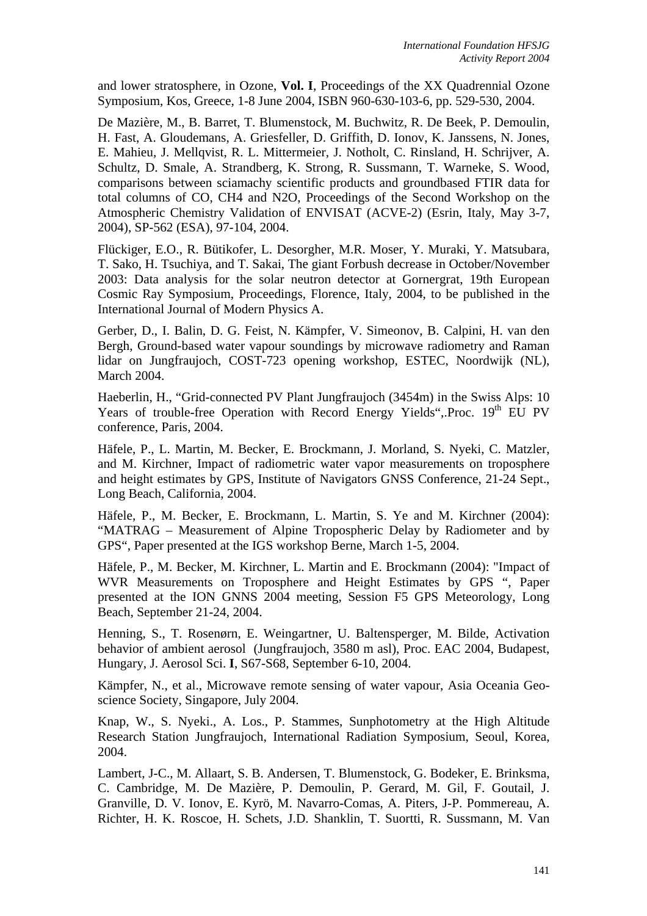and lower stratosphere, in Ozone, **Vol. I**, Proceedings of the XX Quadrennial Ozone Symposium, Kos, Greece, 1-8 June 2004, ISBN 960-630-103-6, pp. 529-530, 2004.

De Mazière, M., B. Barret, T. Blumenstock, M. Buchwitz, R. De Beek, P. Demoulin, H. Fast, A. Gloudemans, A. Griesfeller, D. Griffith, D. Ionov, K. Janssens, N. Jones, E. Mahieu, J. Mellqvist, R. L. Mittermeier, J. Notholt, C. Rinsland, H. Schrijver, A. Schultz, D. Smale, A. Strandberg, K. Strong, R. Sussmann, T. Warneke, S. Wood, comparisons between sciamachy scientific products and groundbased FTIR data for total columns of CO, CH4 and N2O, Proceedings of the Second Workshop on the Atmospheric Chemistry Validation of ENVISAT (ACVE-2) (Esrin, Italy, May 3-7, 2004), SP-562 (ESA), 97-104, 2004.

Flückiger, E.O., R. Bütikofer, L. Desorgher, M.R. Moser, Y. Muraki, Y. Matsubara, T. Sako, H. Tsuchiya, and T. Sakai, The giant Forbush decrease in October/November 2003: Data analysis for the solar neutron detector at Gornergrat, 19th European Cosmic Ray Symposium, Proceedings, Florence, Italy, 2004, to be published in the International Journal of Modern Physics A.

Gerber, D., I. Balin, D. G. Feist, N. Kämpfer, V. Simeonov, B. Calpini, H. van den Bergh, Ground-based water vapour soundings by microwave radiometry and Raman lidar on Jungfraujoch, COST-723 opening workshop, ESTEC, Noordwijk (NL), March 2004.

Haeberlin, H., "Grid-connected PV Plant Jungfraujoch (3454m) in the Swiss Alps: 10 Years of trouble-free Operation with Record Energy Yields",.Proc. 19th EU PV conference, Paris, 2004.

Häfele, P., L. Martin, M. Becker, E. Brockmann, J. Morland, S. Nyeki, C. Matzler, and M. Kirchner, Impact of radiometric water vapor measurements on troposphere and height estimates by GPS, Institute of Navigators GNSS Conference, 21-24 Sept., Long Beach, California, 2004.

Häfele, P., M. Becker, E. Brockmann, L. Martin, S. Ye and M. Kirchner (2004): "MATRAG – Measurement of Alpine Tropospheric Delay by Radiometer and by GPS", Paper presented at the IGS workshop Berne, March 1-5, 2004.

Häfele, P., M. Becker, M. Kirchner, L. Martin and E. Brockmann (2004): "Impact of WVR Measurements on Troposphere and Height Estimates by GPS ", Paper presented at the ION GNNS 2004 meeting, Session F5 GPS Meteorology, Long Beach, September 21-24, 2004.

Henning, S., T. Rosenørn, E. Weingartner, U. Baltensperger, M. Bilde, Activation behavior of ambient aerosol (Jungfraujoch, 3580 m asl), Proc. EAC 2004, Budapest, Hungary, J. Aerosol Sci. **I**, S67-S68, September 6-10, 2004.

Kämpfer, N., et al., Microwave remote sensing of water vapour, Asia Oceania Geoscience Society, Singapore, July 2004.

Knap, W., S. Nyeki., A. Los., P. Stammes, Sunphotometry at the High Altitude Research Station Jungfraujoch, International Radiation Symposium, Seoul, Korea, 2004.

Lambert, J-C., M. Allaart, S. B. Andersen, T. Blumenstock, G. Bodeker, E. Brinksma, C. Cambridge, M. De Mazière, P. Demoulin, P. Gerard, M. Gil, F. Goutail, J. Granville, D. V. Ionov, E. Kyrö, M. Navarro-Comas, A. Piters, J-P. Pommereau, A. Richter, H. K. Roscoe, H. Schets, J.D. Shanklin, T. Suortti, R. Sussmann, M. Van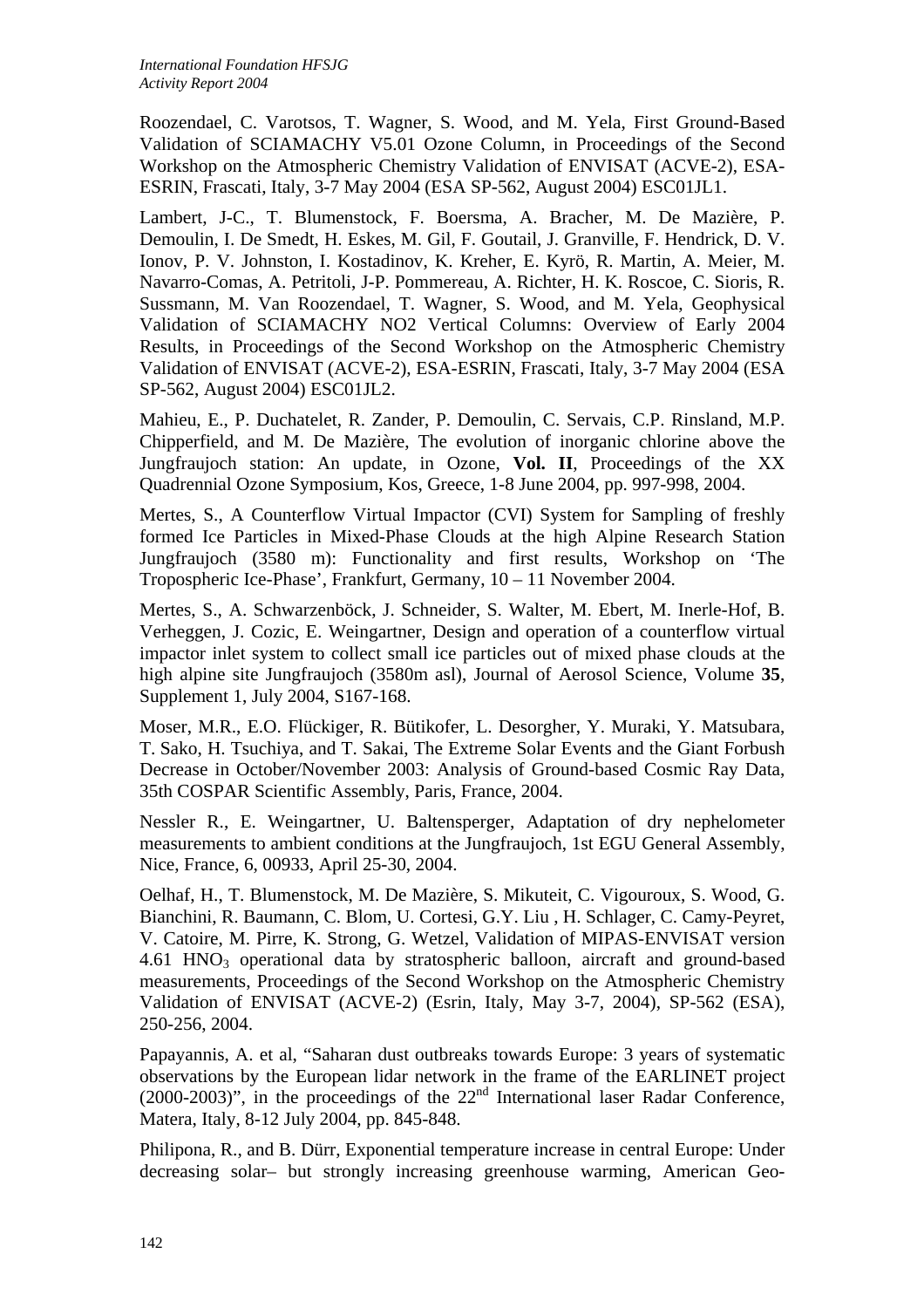Roozendael, C. Varotsos, T. Wagner, S. Wood, and M. Yela, First Ground-Based Validation of SCIAMACHY V5.01 Ozone Column, in Proceedings of the Second Workshop on the Atmospheric Chemistry Validation of ENVISAT (ACVE-2), ESA-ESRIN, Frascati, Italy, 3-7 May 2004 (ESA SP-562, August 2004) ESC01JL1.

Lambert, J-C., T. Blumenstock, F. Boersma, A. Bracher, M. De Mazière, P. Demoulin, I. De Smedt, H. Eskes, M. Gil, F. Goutail, J. Granville, F. Hendrick, D. V. Ionov, P. V. Johnston, I. Kostadinov, K. Kreher, E. Kyrö, R. Martin, A. Meier, M. Navarro-Comas, A. Petritoli, J-P. Pommereau, A. Richter, H. K. Roscoe, C. Sioris, R. Sussmann, M. Van Roozendael, T. Wagner, S. Wood, and M. Yela, Geophysical Validation of SCIAMACHY NO2 Vertical Columns: Overview of Early 2004 Results, in Proceedings of the Second Workshop on the Atmospheric Chemistry Validation of ENVISAT (ACVE-2), ESA-ESRIN, Frascati, Italy, 3-7 May 2004 (ESA SP-562, August 2004) ESC01JL2.

Mahieu, E., P. Duchatelet, R. Zander, P. Demoulin, C. Servais, C.P. Rinsland, M.P. Chipperfield, and M. De Mazière, The evolution of inorganic chlorine above the Jungfraujoch station: An update, in Ozone, **Vol. II**, Proceedings of the XX Quadrennial Ozone Symposium, Kos, Greece, 1-8 June 2004, pp. 997-998, 2004.

Mertes, S., A Counterflow Virtual Impactor (CVI) System for Sampling of freshly formed Ice Particles in Mixed-Phase Clouds at the high Alpine Research Station Jungfraujoch (3580 m): Functionality and first results, Workshop on 'The Tropospheric Ice-Phase', Frankfurt, Germany, 10 – 11 November 2004.

Mertes, S., A. Schwarzenböck, J. Schneider, S. Walter, M. Ebert, M. Inerle-Hof, B. Verheggen, J. Cozic, E. Weingartner, Design and operation of a counterflow virtual impactor inlet system to collect small ice particles out of mixed phase clouds at the high alpine site Jungfraujoch (3580m asl), Journal of Aerosol Science, Volume **35**, Supplement 1, July 2004, S167-168.

Moser, M.R., E.O. Flückiger, R. Bütikofer, L. Desorgher, Y. Muraki, Y. Matsubara, T. Sako, H. Tsuchiya, and T. Sakai, The Extreme Solar Events and the Giant Forbush Decrease in October/November 2003: Analysis of Ground-based Cosmic Ray Data, 35th COSPAR Scientific Assembly, Paris, France, 2004.

Nessler R., E. Weingartner, U. Baltensperger, Adaptation of dry nephelometer measurements to ambient conditions at the Jungfraujoch, 1st EGU General Assembly, Nice, France, 6, 00933, April 25-30, 2004.

Oelhaf, H., T. Blumenstock, M. De Mazière, S. Mikuteit, C. Vigouroux, S. Wood, G. Bianchini, R. Baumann, C. Blom, U. Cortesi, G.Y. Liu , H. Schlager, C. Camy-Peyret, V. Catoire, M. Pirre, K. Strong, G. Wetzel, Validation of MIPAS-ENVISAT version 4.61 $HNO_3$ operational data by stratospheric balloon, aircraft and ground-based measurements, Proceedings of the Second Workshop on the Atmospheric Chemistry Validation of ENVISAT (ACVE-2) (Esrin, Italy, May 3-7, 2004), SP-562 (ESA), 250-256, 2004.

Papayannis, A. et al, "Saharan dust outbreaks towards Europe: 3 years of systematic observations by the European lidar network in the frame of the EARLINET project (2000-2003)", in the proceedings of the 22nd International laser Radar Conference, Matera, Italy, 8-12 July 2004, pp. 845-848.

Philipona, R., and B. Dürr, Exponential temperature increase in central Europe: Under decreasing solar– but strongly increasing greenhouse warming, American Geo-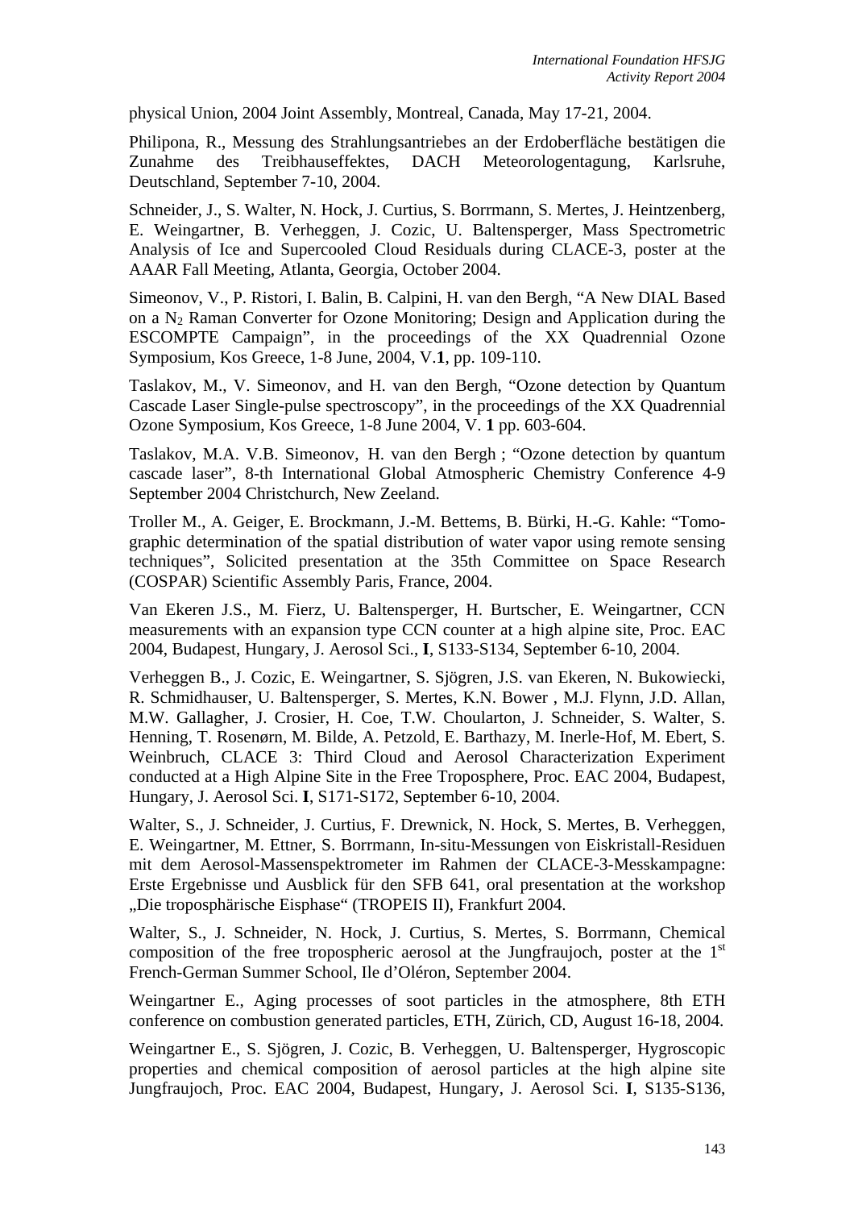physical Union, 2004 Joint Assembly, Montreal, Canada, May 17-21, 2004.

Philipona, R., Messung des Strahlungsantriebes an der Erdoberfläche bestätigen die Zunahme des Treibhauseffektes, DACH Meteorologentagung, Karlsruhe, Deutschland, September 7-10, 2004.

Schneider, J., S. Walter, N. Hock, J. Curtius, S. Borrmann, S. Mertes, J. Heintzenberg, E. Weingartner, B. Verheggen, J. Cozic, U. Baltensperger, Mass Spectrometric Analysis of Ice and Supercooled Cloud Residuals during CLACE-3, poster at the AAAR Fall Meeting, Atlanta, Georgia, October 2004.

Simeonov, V., P. Ristori, I. Balin, B. Calpini, H. van den Bergh, "A New DIAL Based on a $N_2$ Raman Converter for Ozone Monitoring; Design and Application during the ESCOMPTE Campaign", in the proceedings of the XX Quadrennial Ozone Symposium, Kos Greece, 1-8 June, 2004, V.**1**, pp. 109-110.

Taslakov, M., V. Simeonov, and H. van den Bergh, "Ozone detection by Quantum Cascade Laser Single-pulse spectroscopy", in the proceedings of the XX Quadrennial Ozone Symposium, Kos Greece, 1-8 June 2004, V. **1** pp. 603-604.

Taslakov, M.A. V.B. Simeonov, H. van den Bergh ; "Ozone detection by quantum cascade laser", 8-th International Global Atmospheric Chemistry Conference 4-9 September 2004 Christchurch, New Zeeland.

Troller M., A. Geiger, E. Brockmann, J.-M. Bettems, B. Bürki, H.-G. Kahle: "Tomographic determination of the spatial distribution of water vapor using remote sensing techniques", Solicited presentation at the 35th Committee on Space Research (COSPAR) Scientific Assembly Paris, France, 2004.

Van Ekeren J.S., M. Fierz, U. Baltensperger, H. Burtscher, E. Weingartner, CCN measurements with an expansion type CCN counter at a high alpine site, Proc. EAC 2004, Budapest, Hungary, J. Aerosol Sci., **I**, S133-S134, September 6-10, 2004.

Verheggen B., J. Cozic, E. Weingartner, S. Sjögren, J.S. van Ekeren, N. Bukowiecki, R. Schmidhauser, U. Baltensperger, S. Mertes, K.N. Bower , M.J. Flynn, J.D. Allan, M.W. Gallagher, J. Crosier, H. Coe, T.W. Choularton, J. Schneider, S. Walter, S. Henning, T. Rosenørn, M. Bilde, A. Petzold, E. Barthazy, M. Inerle-Hof, M. Ebert, S. Weinbruch, CLACE 3: Third Cloud and Aerosol Characterization Experiment conducted at a High Alpine Site in the Free Troposphere, Proc. EAC 2004, Budapest, Hungary, J. Aerosol Sci. **I**, S171-S172, September 6-10, 2004.

Walter, S., J. Schneider, J. Curtius, F. Drewnick, N. Hock, S. Mertes, B. Verheggen, E. Weingartner, M. Ettner, S. Borrmann, In-situ-Messungen von Eiskristall-Residuen mit dem Aerosol-Massenspektrometer im Rahmen der CLACE-3-Messkampagne: Erste Ergebnisse und Ausblick für den SFB 641, oral presentation at the workshop „Die troposphärische Eisphase“ (TROPEIS II), Frankfurt 2004.

Walter, S., J. Schneider, N. Hock, J. Curtius, S. Mertes, S. Borrmann, Chemical composition of the free tropospheric aerosol at the Jungfraujoch, poster at the 1st French-German Summer School, Ile d'Oléron, September 2004.

Weingartner E., Aging processes of soot particles in the atmosphere, 8th ETH conference on combustion generated particles, ETH, Zürich, CD, August 16-18, 2004.

Weingartner E., S. Sjögren, J. Cozic, B. Verheggen, U. Baltensperger, Hygroscopic properties and chemical composition of aerosol particles at the high alpine site Jungfraujoch, Proc. EAC 2004, Budapest, Hungary, J. Aerosol Sci. **I**, S135-S136,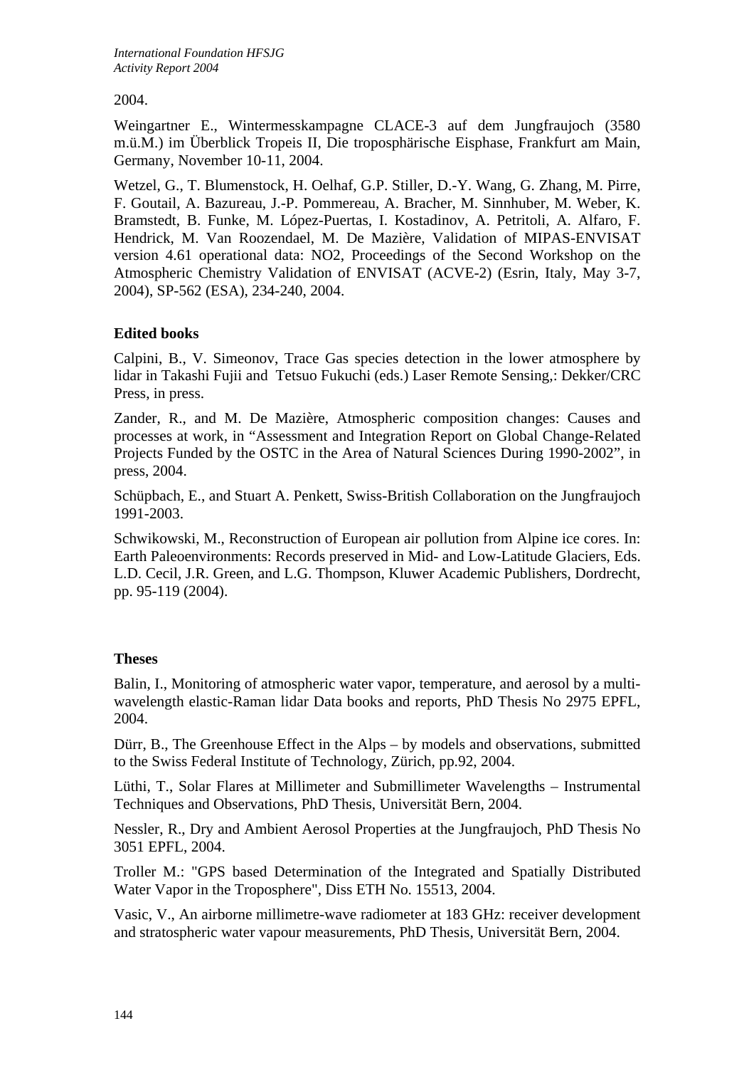2004.

Weingartner E., Wintermesskampagne CLACE-3 auf dem Jungfraujoch (3580 m.ü.M.) im Überblick Tropeis II, Die troposphärische Eisphase, Frankfurt am Main, Germany, November 10-11, 2004.

Wetzel, G., T. Blumenstock, H. Oelhaf, G.P. Stiller, D.-Y. Wang, G. Zhang, M. Pirre, F. Goutail, A. Bazureau, J.-P. Pommereau, A. Bracher, M. Sinnhuber, M. Weber, K. Bramstedt, B. Funke, M. López-Puertas, I. Kostadinov, A. Petritoli, A. Alfaro, F. Hendrick, M. Van Roozendael, M. De Mazière, Validation of MIPAS-ENVISAT version 4.61 operational data: NO2, Proceedings of the Second Workshop on the Atmospheric Chemistry Validation of ENVISAT (ACVE-2) (Esrin, Italy, May 3-7, 2004), SP-562 (ESA), 234-240, 2004.

**Edited books**

Calpini, B., V. Simeonov, Trace Gas species detection in the lower atmosphere by lidar in Takashi Fujii and Tetsuo Fukuchi (eds.) Laser Remote Sensing,: Dekker/CRC Press, in press.

Zander, R., and M. De Mazière, Atmospheric composition changes: Causes and processes at work, in "Assessment and Integration Report on Global Change-Related Projects Funded by the OSTC in the Area of Natural Sciences During 1990-2002", in press, 2004.

Schüpbach, E., and Stuart A. Penkett, Swiss-British Collaboration on the Jungfraujoch 1991-2003.

Schwikowski, M., Reconstruction of European air pollution from Alpine ice cores. In: Earth Paleoenvironments: Records preserved in Mid- and Low-Latitude Glaciers, Eds. L.D. Cecil, J.R. Green, and L.G. Thompson, Kluwer Academic Publishers, Dordrecht, pp. 95-119 (2004).

**Theses**

Balin, I., Monitoring of atmospheric water vapor, temperature, and aerosol by a multi-wavelength elastic-Raman lidar Data books and reports, PhD Thesis No 2975 EPFL, 2004.

Dürr, B., The Greenhouse Effect in the Alps – by models and observations, submitted to the Swiss Federal Institute of Technology, Zürich, pp.92, 2004.

Lüthi, T., Solar Flares at Millimeter and Submillimeter Wavelengths – Instrumental Techniques and Observations, PhD Thesis, Universität Bern, 2004.

Nessler, R., Dry and Ambient Aerosol Properties at the Jungfraujoch, PhD Thesis No 3051 EPFL, 2004.

Troller M.: "GPS based Determination of the Integrated and Spatially Distributed Water Vapor in the Troposphere", Diss ETH No. 15513, 2004.

Vasic, V., An airborne millimetre-wave radiometer at 183 GHz: receiver development and stratospheric water vapour measurements, PhD Thesis, Universität Bern, 2004.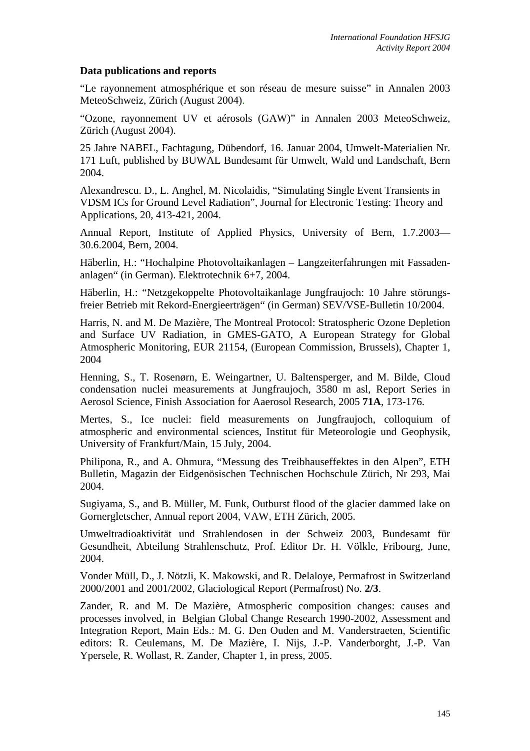### Data publications and reports

"Le rayonnement atmosphérique et son réseau de mesure suisse" in Annalen 2003 MeteoSchweiz, Zürich (August 2004).

"Ozone, rayonnement UV et aérosols (GAW)" in Annalen 2003 MeteoSchweiz, Zürich (August 2004).

25 Jahre NABEL, Fachtagung, Dübendorf, 16. Januar 2004, Umwelt-Materialien Nr. 171 Luft, published by BUWAL Bundesamt für Umwelt, Wald und Landschaft, Bern 2004.

Alexandrescu. D., L. Anghel, M. Nicolaidis, "Simulating Single Event Transients in VDSM ICs for Ground Level Radiation", Journal for Electronic Testing: Theory and Applications, 20, 413-421, 2004.

Annual Report, Institute of Applied Physics, University of Bern, 1.7.2003—30.6.2004, Bern, 2004.

Häberlin, H.: "Hochalpine Photovoltaikanlagen – Langzeiterfahrungen mit Fassaden-anlagen" (in German). Elektrotechnik 6+7, 2004.

Häberlin, H.: "Netzgekoppelte Photovoltaikanlage Jungfraujoch: 10 Jahre störungs-freier Betrieb mit Rekord-Energieerträgen" (in German) SEV/VSE-Bulletin 10/2004.

Harris, N. and M. De Mazière, The Montreal Protocol: Stratospheric Ozone Depletion and Surface UV Radiation, in GMES-GATO, A European Strategy for Global Atmospheric Monitoring, EUR 21154, (European Commission, Brussels), Chapter 1, 2004

Henning, S., T. Rosenørn, E. Weingartner, U. Baltensperger, and M. Bilde, Cloud condensation nuclei measurements at Jungfraujoch, 3580 m asl, Report Series in Aerosol Science, Finish Association for Aaerosol Research, 2005 **71A**, 173-176.

Mertes, S., Ice nuclei: field measurements on Jungfraujoch, colloquium of atmospheric and environmental sciences, Institut für Meteorologie und Geophysik, University of Frankfurt/Main, 15 July, 2004.

Philipona, R., and A. Ohmura, "Messung des Treibhauseffektes in den Alpen", ETH Bulletin, Magazin der Eidgenösischen Technischen Hochschule Zürich, Nr 293, Mai 2004.

Sugiyama, S., and B. Müller, M. Funk, Outburst flood of the glacier dammed lake on Gornergletscher, Annual report 2004, VAW, ETH Zürich, 2005.

Umweltradioaktivität und Strahlendosen in der Schweiz 2003, Bundesamt für Gesundheit, Abteilung Strahlenschutz, Prof. Editor Dr. H. Völkle, Fribourg, June, 2004.

Vonder Müll, D., J. Nötzli, K. Makowski, and R. Delaloye, Permafrost in Switzerland 2000/2001 and 2001/2002, Glaciological Report (Permafrost) No. **2/3**.

Zander, R. and M. De Mazière, Atmospheric composition changes: causes and processes involved, in Belgian Global Change Research 1990-2002, Assessment and Integration Report, Main Eds.: M. G. Den Ouden and M. Vanderstraeten, Scientific editors: R. Ceulemans, M. De Mazière, I. Nijs, J.-P. Vanderborght, J.-P. Van Ypersele, R. Wollast, R. Zander, Chapter 1, in press, 2005.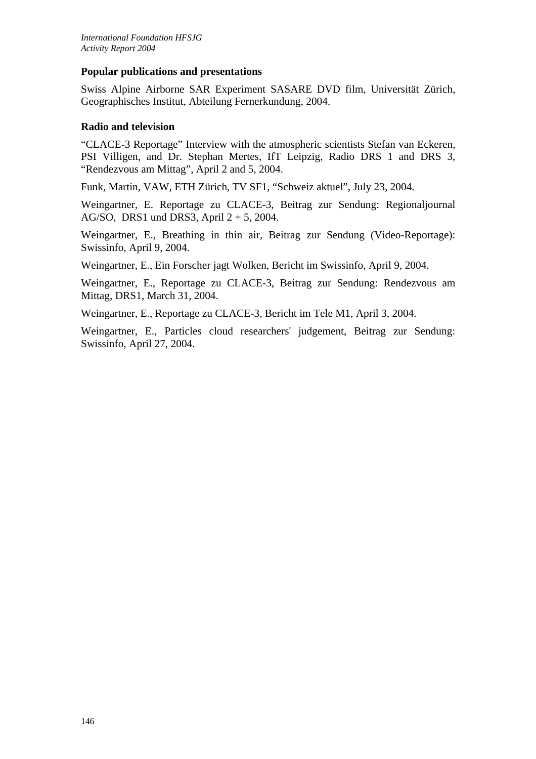### Popular publications and presentations

Swiss Alpine Airborne SAR Experiment SASARE DVD film, Universität Zürich, Geographisches Institut, Abteilung Fernerkundung, 2004.

### Radio and television

“CLACE-3 Reportage” Interview with the atmospheric scientists Stefan van Eckeren, PSI Villigen, and Dr. Stephan Mertes, IfT Leipzig, Radio DRS 1 and DRS 3, “Rendezvous am Mittag”, April 2 and 5, 2004.

Funk, Martin, VAW, ETH Zürich, TV SF1, “Schweiz aktuel”, July 23, 2004.

Weingartner, E. Reportage zu CLACE-3, Beitrag zur Sendung: Regionaljournal AG/SO, DRS1 und DRS3, April 2 + 5, 2004.

Weingartner, E., Breathing in thin air, Beitrag zur Sendung (Video-Reportage): Swissinfo, April 9, 2004.

Weingartner, E., Ein Forscher jagt Wolken, Bericht im Swissinfo, April 9, 2004.

Weingartner, E., Reportage zu CLACE-3, Beitrag zur Sendung: Rendezvous am Mittag, DRS1, March 31, 2004.

Weingartner, E., Reportage zu CLACE-3, Bericht im Tele M1, April 3, 2004.

Weingartner, E., Particles cloud researchers' judgement, Beitrag zur Sendung: Swissinfo, April 27, 2004.